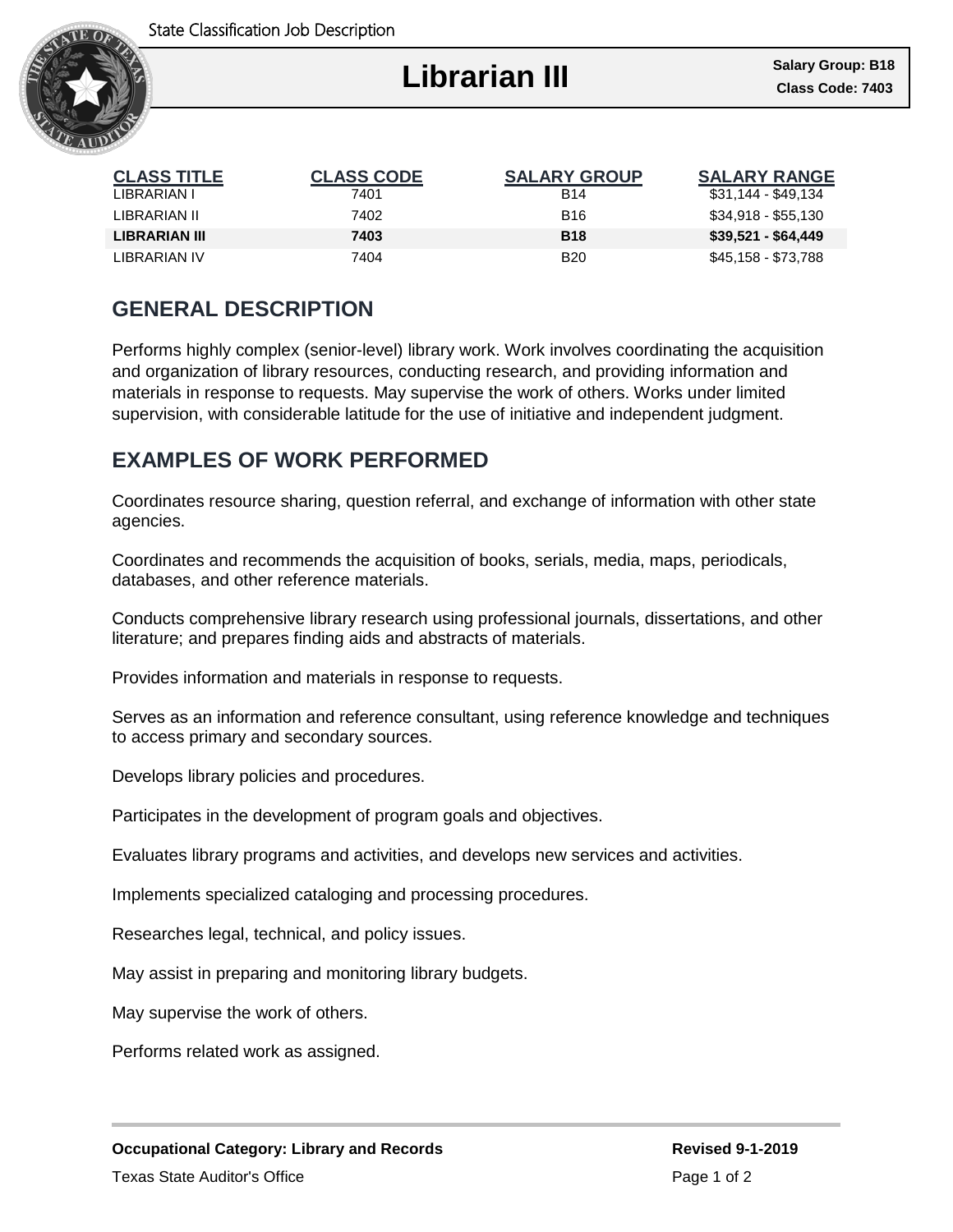State Classification Job Description

# Librarian III

**Salary Group: B18**
**Class Code: 7403**

| CLASS TITLE | CLASS CODE | SALARY GROUP | SALARY RANGE |
| --- | --- | --- | --- |
| LIBRARIAN I | 7401 | B14 | $31,144 - $49,134 |
| LIBRARIAN II | 7402 | B16 | $34,918 - $55,130 |
| **LIBRARIAN III** | **7403** | **B18** | **$39,521 - $64,449** |
| LIBRARIAN IV | 7404 | B20 | $45,158 - $73,788 |

## GENERAL DESCRIPTION

Performs highly complex (senior-level) library work. Work involves coordinating the acquisition and organization of library resources, conducting research, and providing information and materials in response to requests. May supervise the work of others. Works under limited supervision, with considerable latitude for the use of initiative and independent judgment.

## EXAMPLES OF WORK PERFORMED

Coordinates resource sharing, question referral, and exchange of information with other state agencies.

Coordinates and recommends the acquisition of books, serials, media, maps, periodicals, databases, and other reference materials.

Conducts comprehensive library research using professional journals, dissertations, and other literature; and prepares finding aids and abstracts of materials.

Provides information and materials in response to requests.

Serves as an information and reference consultant, using reference knowledge and techniques to access primary and secondary sources.

Develops library policies and procedures.

Participates in the development of program goals and objectives.

Evaluates library programs and activities, and develops new services and activities.

Implements specialized cataloging and processing procedures.

Researches legal, technical, and policy issues.

May assist in preparing and monitoring library budgets.

May supervise the work of others.

Performs related work as assigned.

**Occupational Category: Library and Records** **Revised 9-1-2019**

Texas State Auditor's Office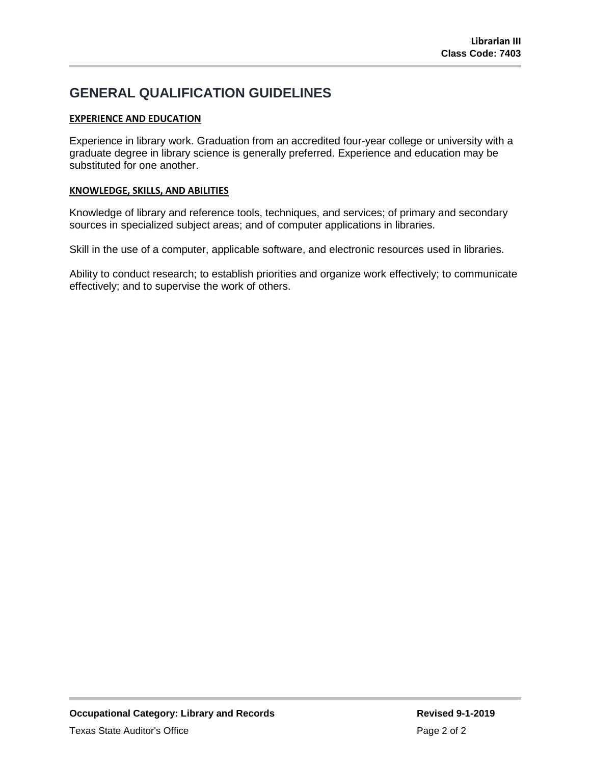## GENERAL QUALIFICATION GUIDELINES

### EXPERIENCE AND EDUCATION

Experience in library work. Graduation from an accredited four-year college or university with a graduate degree in library science is generally preferred. Experience and education may be substituted for one another.

### KNOWLEDGE, SKILLS, AND ABILITIES

Knowledge of library and reference tools, techniques, and services; of primary and secondary sources in specialized subject areas; and of computer applications in libraries.

Skill in the use of a computer, applicable software, and electronic resources used in libraries.

Ability to conduct research; to establish priorities and organize work effectively; to communicate effectively; and to supervise the work of others.